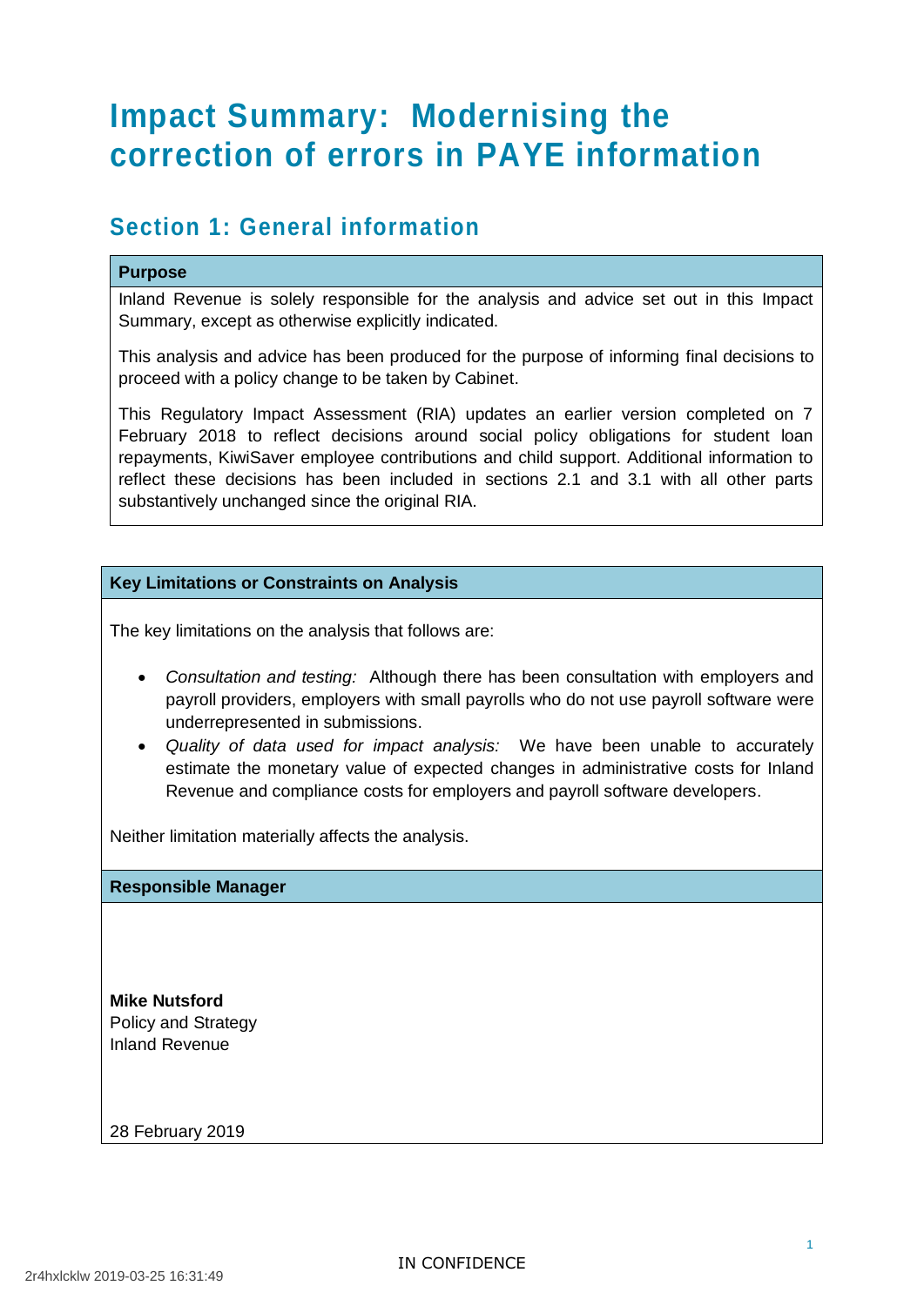# Impact Summary: Modernising the correction of errors in PAYE information

## Section 1: General information

### Purpose

Inland Revenue is solely responsible for the analysis and advice set out in this Impact Summary, except as otherwise explicitly indicated.

This analysis and advice has been produced for the purpose of informing final decisions to proceed with a policy change to be taken by Cabinet.

This Regulatory Impact Assessment (RIA) updates an earlier version completed on 7 February 2018 to reflect decisions around social policy obligations for student loan repayments, KiwiSaver employee contributions and child support. Additional information to reflect these decisions has been included in sections 2.1 and 3.1 with all other parts substantively unchanged since the original RIA.

### Key Limitations or Constraints on Analysis

The key limitations on the analysis that follows are:

- *Consultation and testing:* Although there has been consultation with employers and payroll providers, employers with small payrolls who do not use payroll software were underrepresented in submissions.
- *Quality of data used for impact analysis:* We have been unable to accurately estimate the monetary value of expected changes in administrative costs for Inland Revenue and compliance costs for employers and payroll software developers.

Neither limitation materially affects the analysis.

### Responsible Manager

**Mike Nutsford**
Policy and Strategy
Inland Revenue

28 February 2019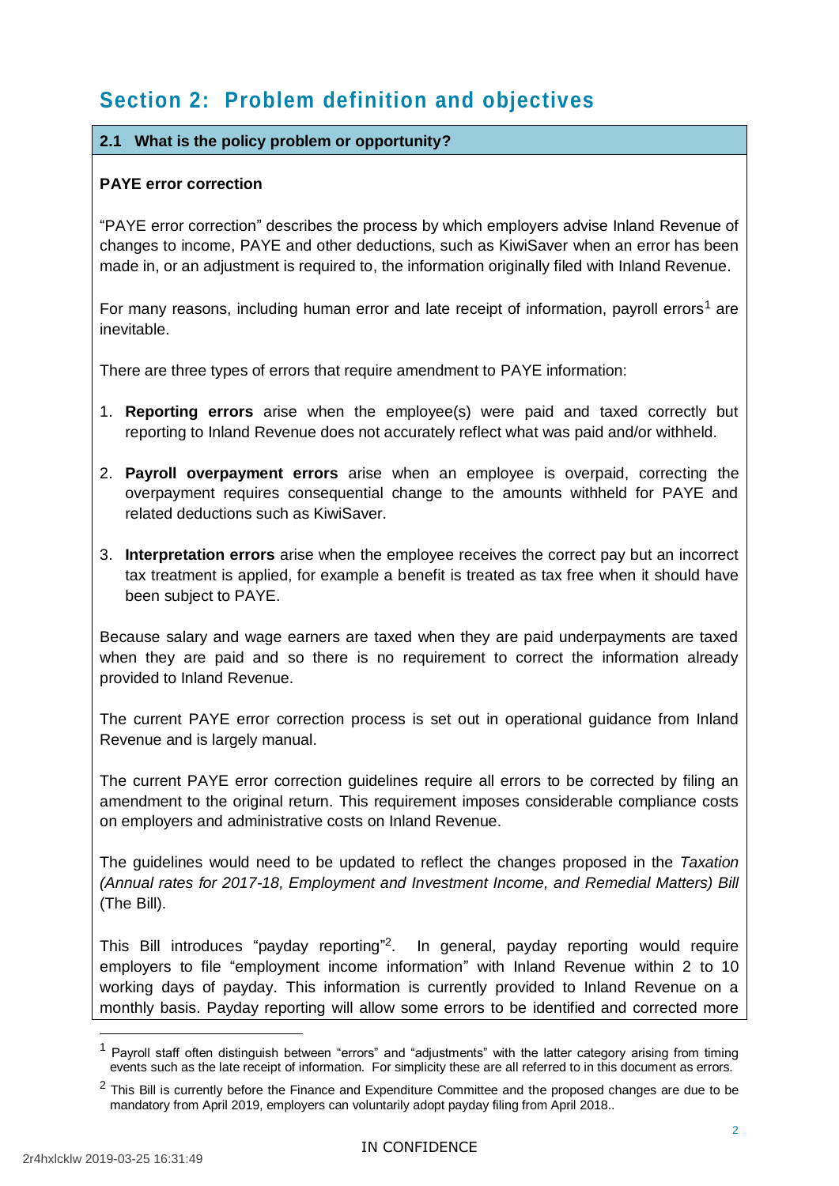## Section 2: Problem definition and objectives

### 2.1 What is the policy problem or opportunity?

**PAYE error correction**

"PAYE error correction" describes the process by which employers advise Inland Revenue of changes to income, PAYE and other deductions, such as KiwiSaver when an error has been made in, or an adjustment is required to, the information originally filed with Inland Revenue.

For many reasons, including human error and late receipt of information, payroll errors[1] are inevitable.

There are three types of errors that require amendment to PAYE information:

1. **Reporting errors** arise when the employee(s) were paid and taxed correctly but reporting to Inland Revenue does not accurately reflect what was paid and/or withheld.

2. **Payroll overpayment errors** arise when an employee is overpaid, correcting the overpayment requires consequential change to the amounts withheld for PAYE and related deductions such as KiwiSaver.

3. **Interpretation errors** arise when the employee receives the correct pay but an incorrect tax treatment is applied, for example a benefit is treated as tax free when it should have been subject to PAYE.

Because salary and wage earners are taxed when they are paid underpayments are taxed when they are paid and so there is no requirement to correct the information already provided to Inland Revenue.

The current PAYE error correction process is set out in operational guidance from Inland Revenue and is largely manual.

The current PAYE error correction guidelines require all errors to be corrected by filing an amendment to the original return. This requirement imposes considerable compliance costs on employers and administrative costs on Inland Revenue.

The guidelines would need to be updated to reflect the changes proposed in the *Taxation (Annual rates for 2017-18, Employment and Investment Income, and Remedial Matters) Bill* (The Bill).

This Bill introduces "payday reporting"[2]. In general, payday reporting would require employers to file "employment income information" with Inland Revenue within 2 to 10 working days of payday. This information is currently provided to Inland Revenue on a monthly basis. Payday reporting will allow some errors to be identified and corrected more

[1] Payroll staff often distinguish between "errors" and "adjustments" with the latter category arising from timing events such as the late receipt of information. For simplicity these are all referred to in this document as errors.

[2] This Bill is currently before the Finance and Expenditure Committee and the proposed changes are due to be mandatory from April 2019, employers can voluntarily adopt payday filing from April 2018..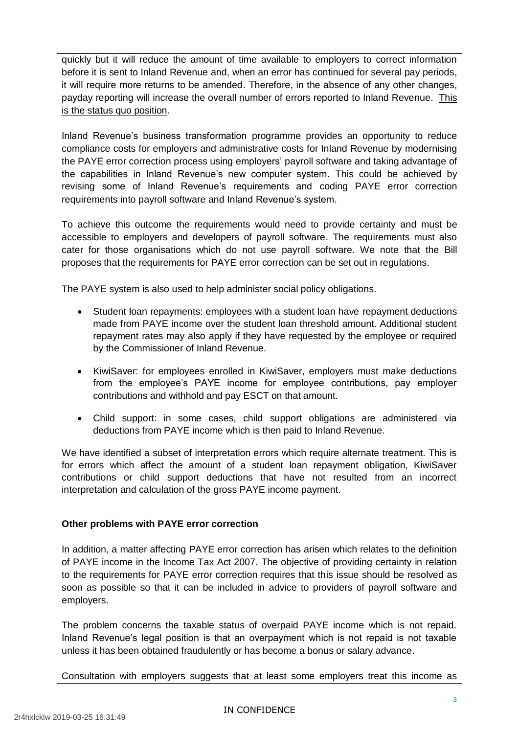quickly but it will reduce the amount of time available to employers to correct information before it is sent to Inland Revenue and, when an error has continued for several pay periods, it will require more returns to be amended. Therefore, in the absence of any other changes, payday reporting will increase the overall number of errors reported to Inland Revenue. This is the status quo position.

Inland Revenue's business transformation programme provides an opportunity to reduce compliance costs for employers and administrative costs for Inland Revenue by modernising the PAYE error correction process using employers' payroll software and taking advantage of the capabilities in Inland Revenue's new computer system. This could be achieved by revising some of Inland Revenue's requirements and coding PAYE error correction requirements into payroll software and Inland Revenue's system.

To achieve this outcome the requirements would need to provide certainty and must be accessible to employers and developers of payroll software. The requirements must also cater for those organisations which do not use payroll software. We note that the Bill proposes that the requirements for PAYE error correction can be set out in regulations.

The PAYE system is also used to help administer social policy obligations.

- Student loan repayments: employees with a student loan have repayment deductions made from PAYE income over the student loan threshold amount. Additional student repayment rates may also apply if they have requested by the employee or required by the Commissioner of Inland Revenue.
- KiwiSaver: for employees enrolled in KiwiSaver, employers must make deductions from the employee's PAYE income for employee contributions, pay employer contributions and withhold and pay ESCT on that amount.
- Child support: in some cases, child support obligations are administered via deductions from PAYE income which is then paid to Inland Revenue.

We have identified a subset of interpretation errors which require alternate treatment. This is for errors which affect the amount of a student loan repayment obligation, KiwiSaver contributions or child support deductions that have not resulted from an incorrect interpretation and calculation of the gross PAYE income payment.

**Other problems with PAYE error correction**

In addition, a matter affecting PAYE error correction has arisen which relates to the definition of PAYE income in the Income Tax Act 2007. The objective of providing certainty in relation to the requirements for PAYE error correction requires that this issue should be resolved as soon as possible so that it can be included in advice to providers of payroll software and employers.

The problem concerns the taxable status of overpaid PAYE income which is not repaid. Inland Revenue's legal position is that an overpayment which is not repaid is not taxable unless it has been obtained fraudulently or has become a bonus or salary advance.

Consultation with employers suggests that at least some employers treat this income as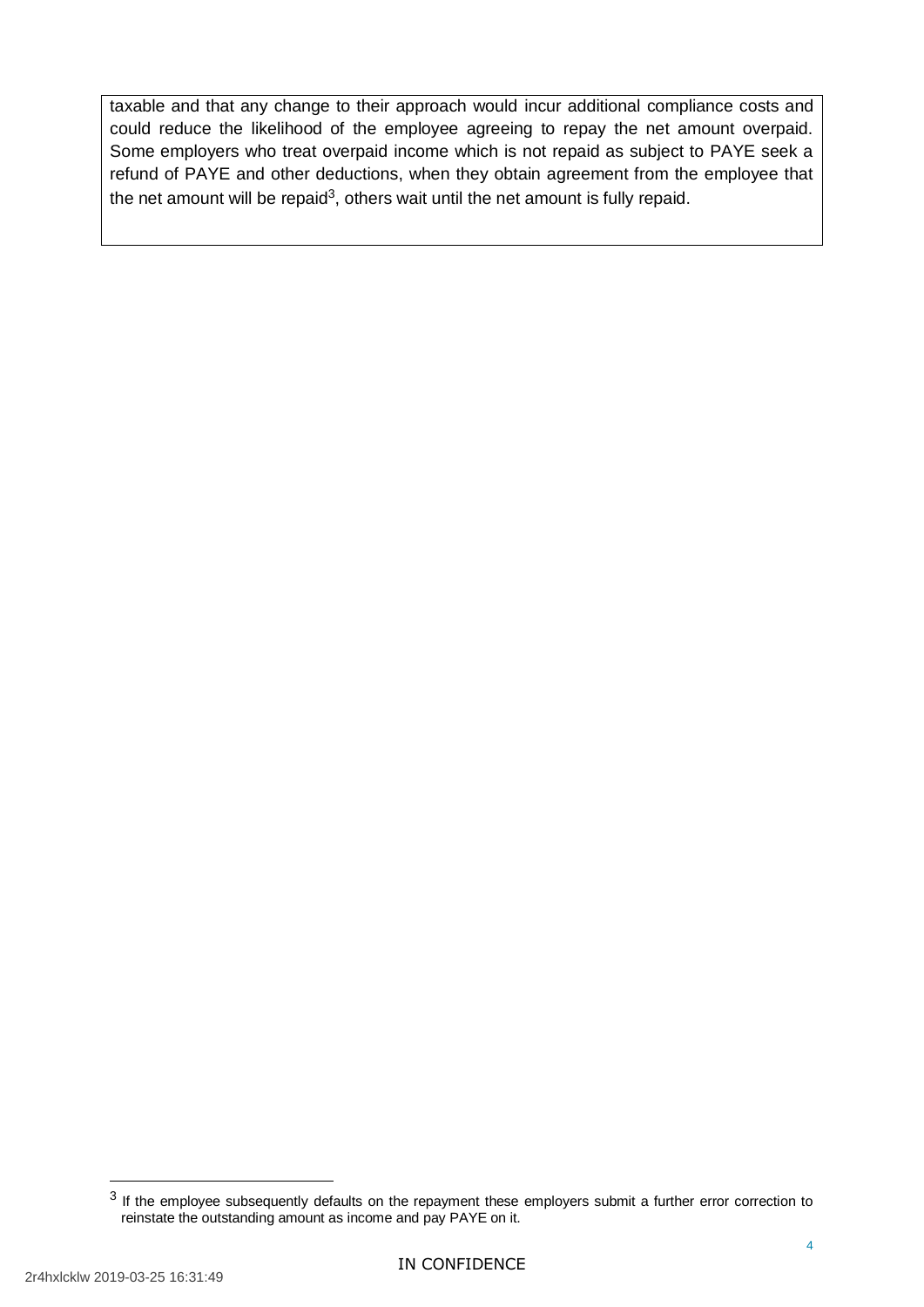taxable and that any change to their approach would incur additional compliance costs and could reduce the likelihood of the employee agreeing to repay the net amount overpaid. Some employers who treat overpaid income which is not repaid as subject to PAYE seek a refund of PAYE and other deductions, when they obtain agreement from the employee that the net amount will be repaid[3], others wait until the net amount is fully repaid.

[3] If the employee subsequently defaults on the repayment these employers submit a further error correction to reinstate the outstanding amount as income and pay PAYE on it.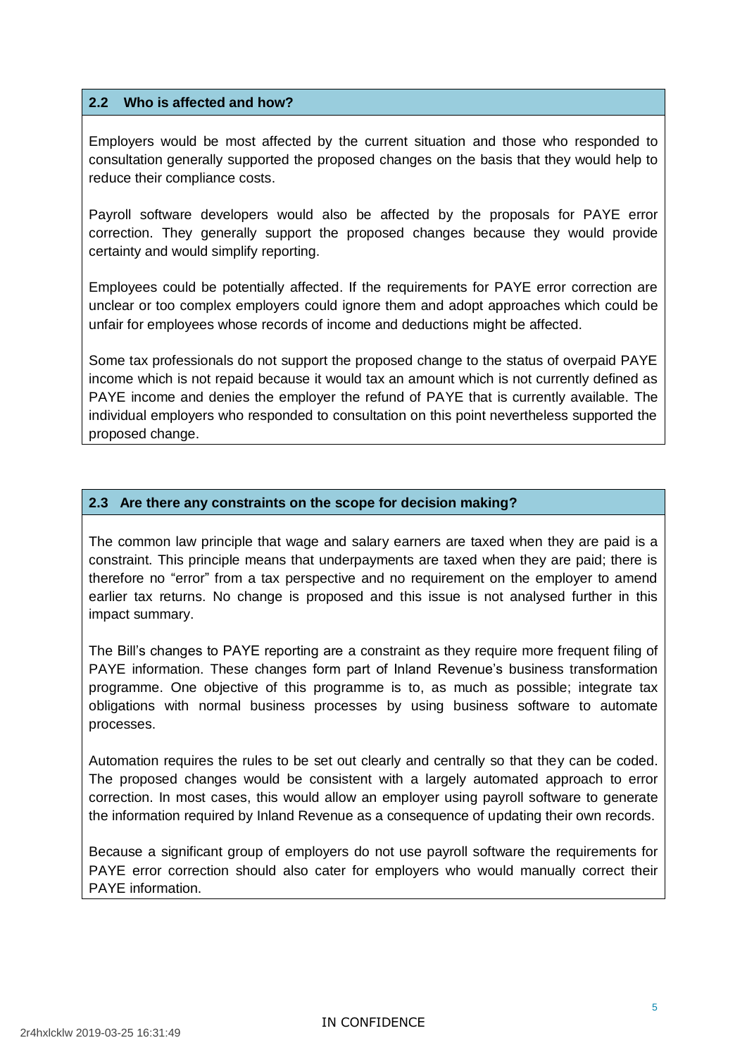## 2.2 Who is affected and how?

Employers would be most affected by the current situation and those who responded to consultation generally supported the proposed changes on the basis that they would help to reduce their compliance costs.

Payroll software developers would also be affected by the proposals for PAYE error correction. They generally support the proposed changes because they would provide certainty and would simplify reporting.

Employees could be potentially affected. If the requirements for PAYE error correction are unclear or too complex employers could ignore them and adopt approaches which could be unfair for employees whose records of income and deductions might be affected.

Some tax professionals do not support the proposed change to the status of overpaid PAYE income which is not repaid because it would tax an amount which is not currently defined as PAYE income and denies the employer the refund of PAYE that is currently available. The individual employers who responded to consultation on this point nevertheless supported the proposed change.

## 2.3 Are there any constraints on the scope for decision making?

The common law principle that wage and salary earners are taxed when they are paid is a constraint. This principle means that underpayments are taxed when they are paid; there is therefore no "error" from a tax perspective and no requirement on the employer to amend earlier tax returns. No change is proposed and this issue is not analysed further in this impact summary.

The Bill's changes to PAYE reporting are a constraint as they require more frequent filing of PAYE information. These changes form part of Inland Revenue's business transformation programme. One objective of this programme is to, as much as possible; integrate tax obligations with normal business processes by using business software to automate processes.

Automation requires the rules to be set out clearly and centrally so that they can be coded. The proposed changes would be consistent with a largely automated approach to error correction. In most cases, this would allow an employer using payroll software to generate the information required by Inland Revenue as a consequence of updating their own records.

Because a significant group of employers do not use payroll software the requirements for PAYE error correction should also cater for employers who would manually correct their PAYE information.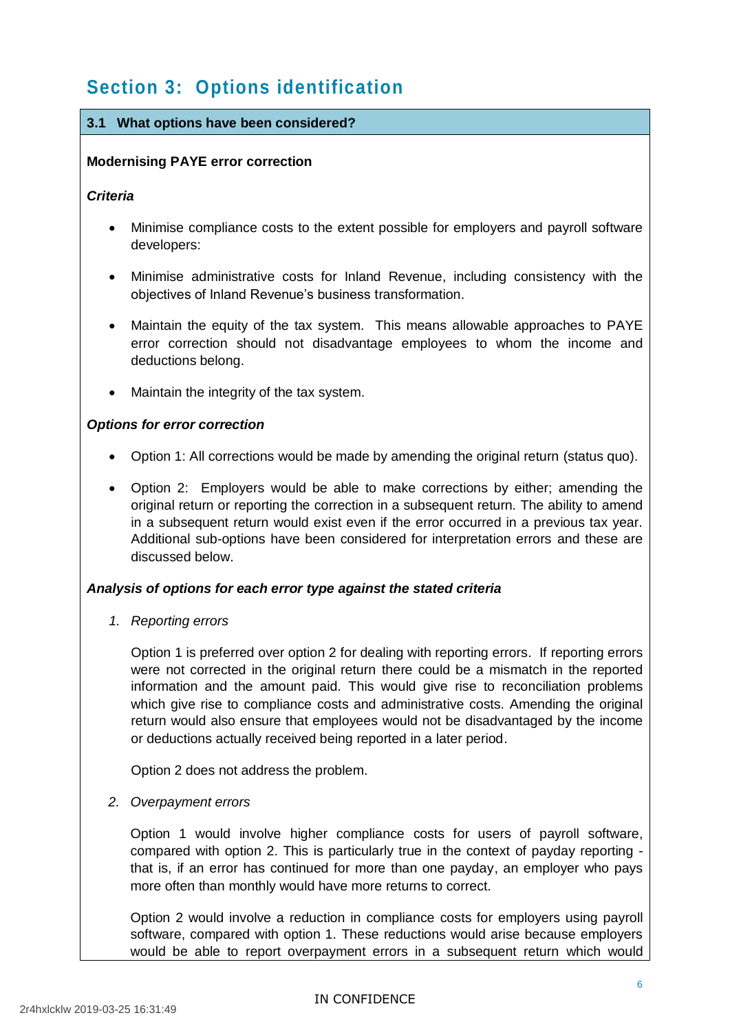## Section 3: Options identification

### 3.1 What options have been considered?

**Modernising PAYE error correction**

***Criteria***

- Minimise compliance costs to the extent possible for employers and payroll software developers:
- Minimise administrative costs for Inland Revenue, including consistency with the objectives of Inland Revenue's business transformation.
- Maintain the equity of the tax system. This means allowable approaches to PAYE error correction should not disadvantage employees to whom the income and deductions belong.
- Maintain the integrity of the tax system.

***Options for error correction***

- Option 1: All corrections would be made by amending the original return (status quo).
- Option 2: Employers would be able to make corrections by either; amending the original return or reporting the correction in a subsequent return. The ability to amend in a subsequent return would exist even if the error occurred in a previous tax year. Additional sub-options have been considered for interpretation errors and these are discussed below.

***Analysis of options for each error type against the stated criteria***

1. *Reporting errors*

   Option 1 is preferred over option 2 for dealing with reporting errors. If reporting errors were not corrected in the original return there could be a mismatch in the reported information and the amount paid. This would give rise to reconciliation problems which give rise to compliance costs and administrative costs. Amending the original return would also ensure that employees would not be disadvantaged by the income or deductions actually received being reported in a later period.

   Option 2 does not address the problem.

2. *Overpayment errors*

   Option 1 would involve higher compliance costs for users of payroll software, compared with option 2. This is particularly true in the context of payday reporting - that is, if an error has continued for more than one payday, an employer who pays more often than monthly would have more returns to correct.

   Option 2 would involve a reduction in compliance costs for employers using payroll software, compared with option 1. These reductions would arise because employers would be able to report overpayment errors in a subsequent return which would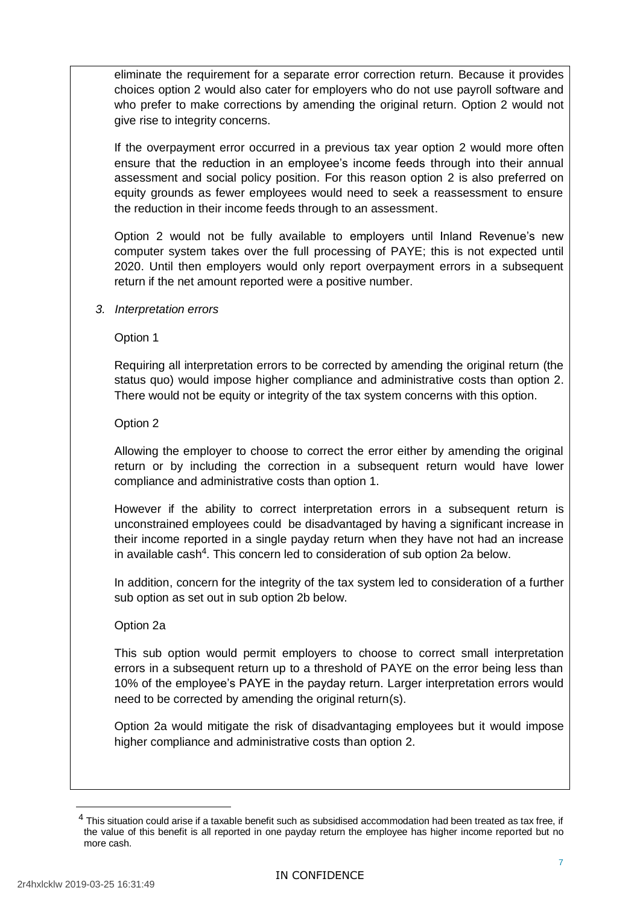eliminate the requirement for a separate error correction return. Because it provides choices option 2 would also cater for employers who do not use payroll software and who prefer to make corrections by amending the original return. Option 2 would not give rise to integrity concerns.

If the overpayment error occurred in a previous tax year option 2 would more often ensure that the reduction in an employee's income feeds through into their annual assessment and social policy position. For this reason option 2 is also preferred on equity grounds as fewer employees would need to seek a reassessment to ensure the reduction in their income feeds through to an assessment.

Option 2 would not be fully available to employers until Inland Revenue's new computer system takes over the full processing of PAYE; this is not expected until 2020. Until then employers would only report overpayment errors in a subsequent return if the net amount reported were a positive number.

*3. Interpretation errors*

Option 1

Requiring all interpretation errors to be corrected by amending the original return (the status quo) would impose higher compliance and administrative costs than option 2. There would not be equity or integrity of the tax system concerns with this option.

Option 2

Allowing the employer to choose to correct the error either by amending the original return or by including the correction in a subsequent return would have lower compliance and administrative costs than option 1.

However if the ability to correct interpretation errors in a subsequent return is unconstrained employees could be disadvantaged by having a significant increase in their income reported in a single payday return when they have not had an increase in available cash[4]. This concern led to consideration of sub option 2a below.

In addition, concern for the integrity of the tax system led to consideration of a further sub option as set out in sub option 2b below.

Option 2a

This sub option would permit employers to choose to correct small interpretation errors in a subsequent return up to a threshold of PAYE on the error being less than 10% of the employee's PAYE in the payday return. Larger interpretation errors would need to be corrected by amending the original return(s).

Option 2a would mitigate the risk of disadvantaging employees but it would impose higher compliance and administrative costs than option 2.

[4] This situation could arise if a taxable benefit such as subsidised accommodation had been treated as tax free, if the value of this benefit is all reported in one payday return the employee has higher income reported but no more cash.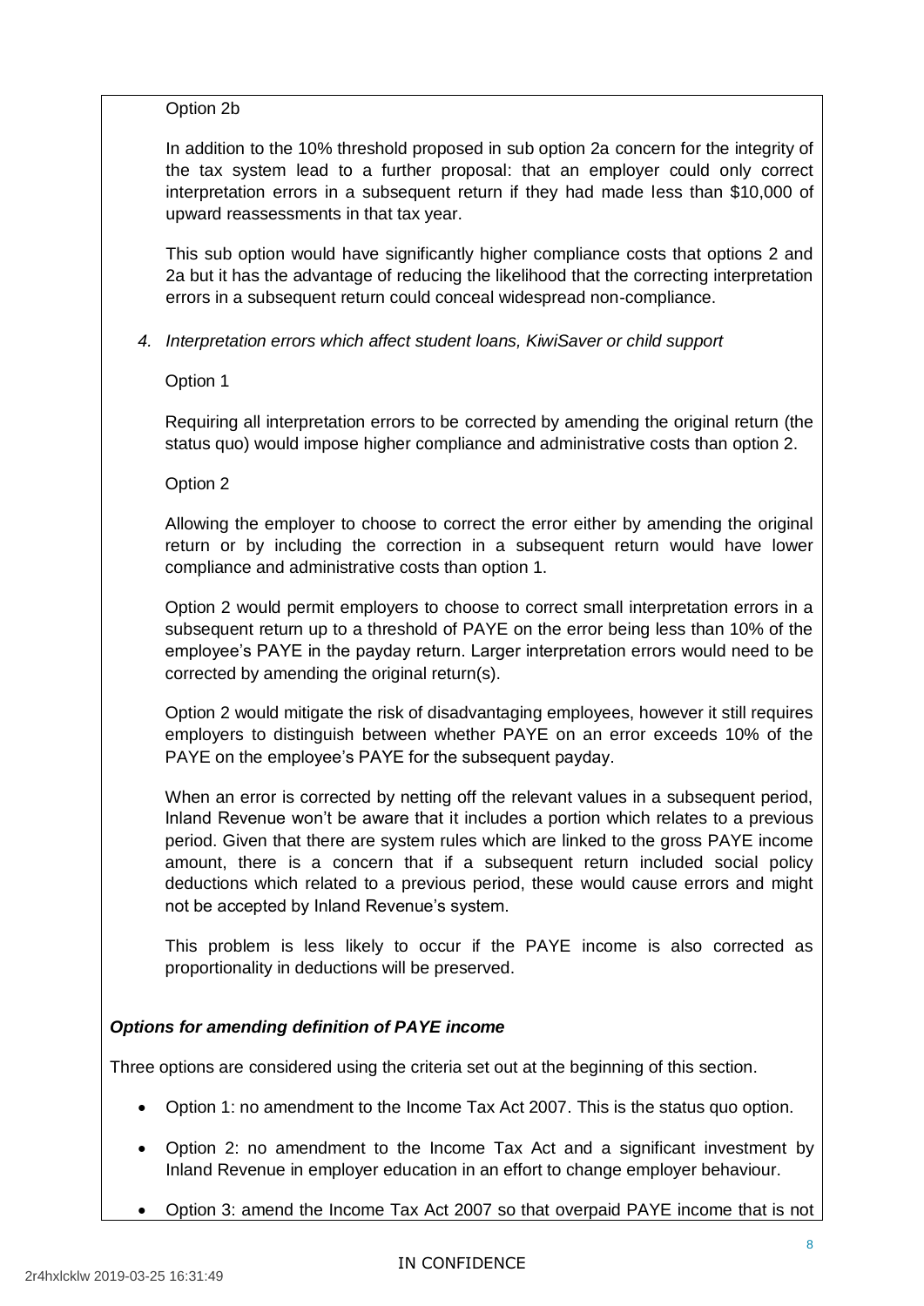Option 2b

In addition to the 10% threshold proposed in sub option 2a concern for the integrity of the tax system lead to a further proposal: that an employer could only correct interpretation errors in a subsequent return if they had made less than $10,000 of upward reassessments in that tax year.

This sub option would have significantly higher compliance costs that options 2 and 2a but it has the advantage of reducing the likelihood that the correcting interpretation errors in a subsequent return could conceal widespread non-compliance.

4. *Interpretation errors which affect student loans, KiwiSaver or child support*

Option 1

Requiring all interpretation errors to be corrected by amending the original return (the status quo) would impose higher compliance and administrative costs than option 2.

Option 2

Allowing the employer to choose to correct the error either by amending the original return or by including the correction in a subsequent return would have lower compliance and administrative costs than option 1.

Option 2 would permit employers to choose to correct small interpretation errors in a subsequent return up to a threshold of PAYE on the error being less than 10% of the employee's PAYE in the payday return. Larger interpretation errors would need to be corrected by amending the original return(s).

Option 2 would mitigate the risk of disadvantaging employees, however it still requires employers to distinguish between whether PAYE on an error exceeds 10% of the PAYE on the employee's PAYE for the subsequent payday.

When an error is corrected by netting off the relevant values in a subsequent period, Inland Revenue won't be aware that it includes a portion which relates to a previous period. Given that there are system rules which are linked to the gross PAYE income amount, there is a concern that if a subsequent return included social policy deductions which related to a previous period, these would cause errors and might not be accepted by Inland Revenue's system.

This problem is less likely to occur if the PAYE income is also corrected as proportionality in deductions will be preserved.

***Options for amending definition of PAYE income***

Three options are considered using the criteria set out at the beginning of this section.

- Option 1: no amendment to the Income Tax Act 2007. This is the status quo option.
- Option 2: no amendment to the Income Tax Act and a significant investment by Inland Revenue in employer education in an effort to change employer behaviour.
- Option 3: amend the Income Tax Act 2007 so that overpaid PAYE income that is not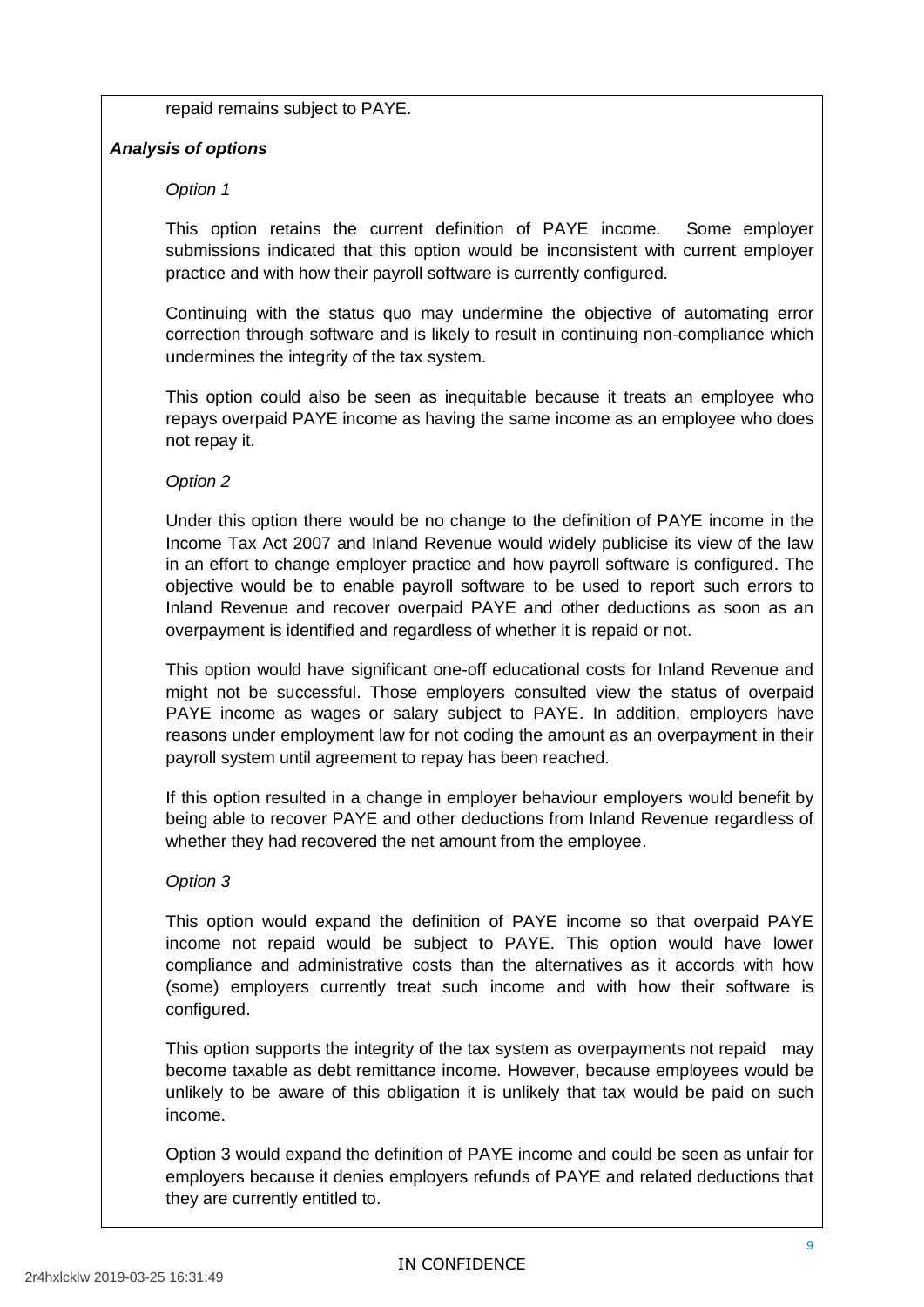repaid remains subject to PAYE.

***Analysis of options***

*Option 1*

This option retains the current definition of PAYE income. Some employer submissions indicated that this option would be inconsistent with current employer practice and with how their payroll software is currently configured.

Continuing with the status quo may undermine the objective of automating error correction through software and is likely to result in continuing non-compliance which undermines the integrity of the tax system.

This option could also be seen as inequitable because it treats an employee who repays overpaid PAYE income as having the same income as an employee who does not repay it.

*Option 2*

Under this option there would be no change to the definition of PAYE income in the Income Tax Act 2007 and Inland Revenue would widely publicise its view of the law in an effort to change employer practice and how payroll software is configured. The objective would be to enable payroll software to be used to report such errors to Inland Revenue and recover overpaid PAYE and other deductions as soon as an overpayment is identified and regardless of whether it is repaid or not.

This option would have significant one-off educational costs for Inland Revenue and might not be successful. Those employers consulted view the status of overpaid PAYE income as wages or salary subject to PAYE. In addition, employers have reasons under employment law for not coding the amount as an overpayment in their payroll system until agreement to repay has been reached.

If this option resulted in a change in employer behaviour employers would benefit by being able to recover PAYE and other deductions from Inland Revenue regardless of whether they had recovered the net amount from the employee.

*Option 3*

This option would expand the definition of PAYE income so that overpaid PAYE income not repaid would be subject to PAYE. This option would have lower compliance and administrative costs than the alternatives as it accords with how (some) employers currently treat such income and with how their software is configured.

This option supports the integrity of the tax system as overpayments not repaid may become taxable as debt remittance income. However, because employees would be unlikely to be aware of this obligation it is unlikely that tax would be paid on such income.

Option 3 would expand the definition of PAYE income and could be seen as unfair for employers because it denies employers refunds of PAYE and related deductions that they are currently entitled to.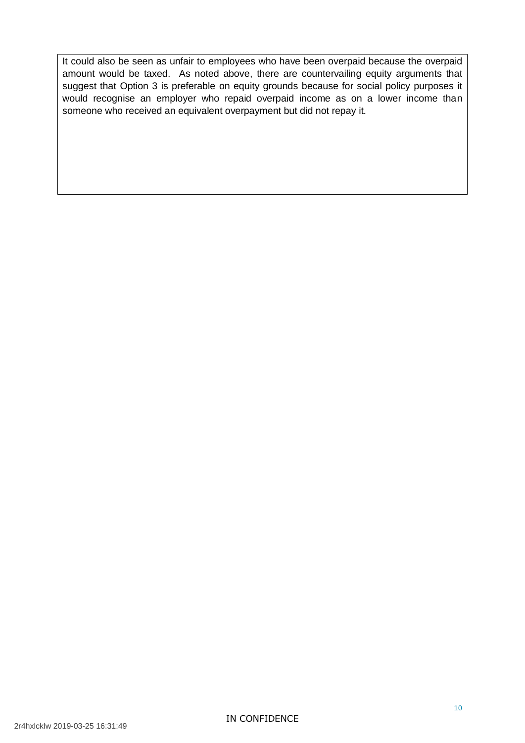It could also be seen as unfair to employees who have been overpaid because the overpaid amount would be taxed. As noted above, there are countervailing equity arguments that suggest that Option 3 is preferable on equity grounds because for social policy purposes it would recognise an employer who repaid overpaid income as on a lower income than someone who received an equivalent overpayment but did not repay it.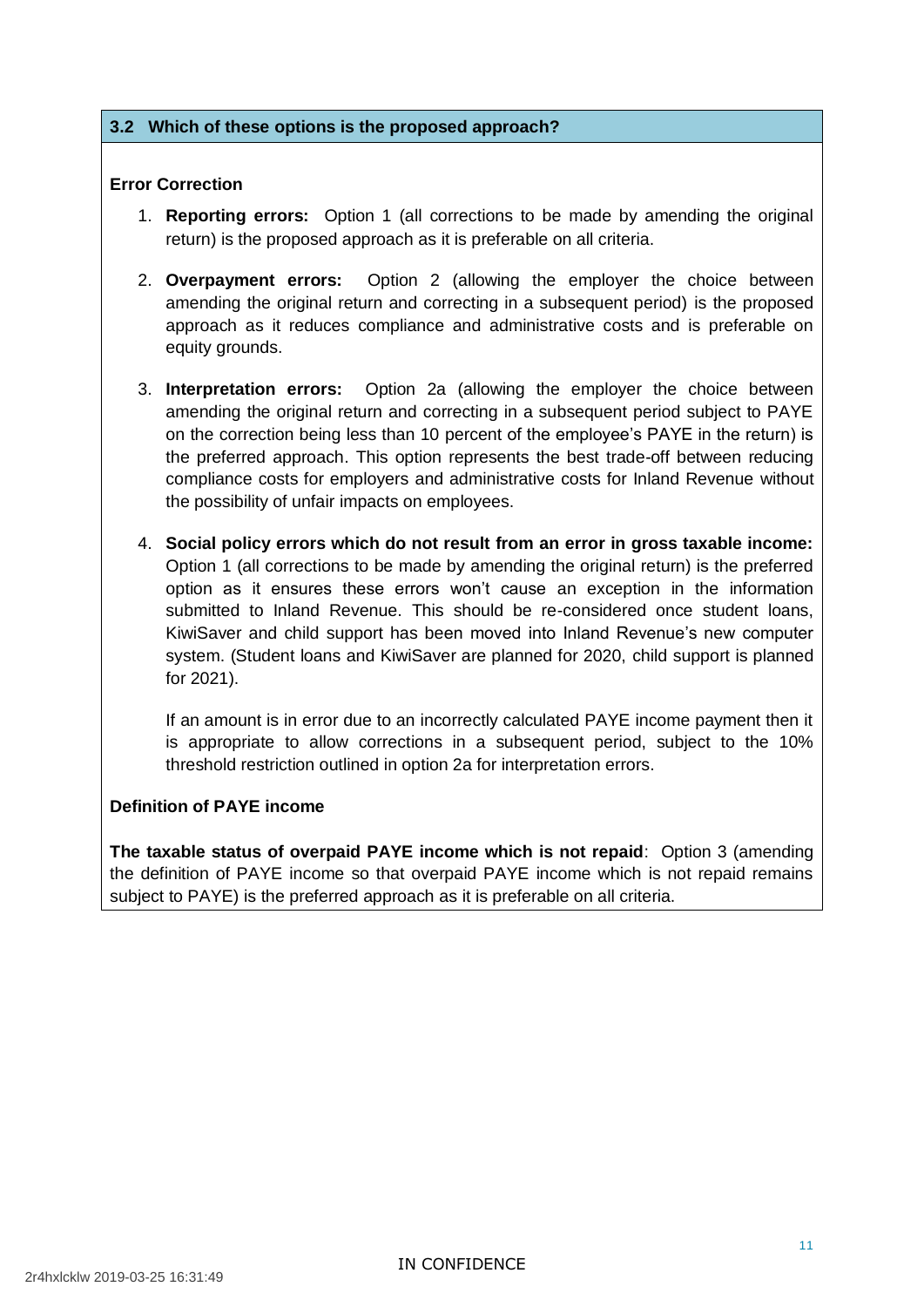### 3.2 Which of these options is the proposed approach?

**Error Correction**

1. **Reporting errors:** Option 1 (all corrections to be made by amending the original return) is the proposed approach as it is preferable on all criteria.

2. **Overpayment errors:** Option 2 (allowing the employer the choice between amending the original return and correcting in a subsequent period) is the proposed approach as it reduces compliance and administrative costs and is preferable on equity grounds.

3. **Interpretation errors:** Option 2a (allowing the employer the choice between amending the original return and correcting in a subsequent period subject to PAYE on the correction being less than 10 percent of the employee's PAYE in the return) is the preferred approach. This option represents the best trade-off between reducing compliance costs for employers and administrative costs for Inland Revenue without the possibility of unfair impacts on employees.

4. **Social policy errors which do not result from an error in gross taxable income:** Option 1 (all corrections to be made by amending the original return) is the preferred option as it ensures these errors won't cause an exception in the information submitted to Inland Revenue. This should be re-considered once student loans, KiwiSaver and child support has been moved into Inland Revenue's new computer system. (Student loans and KiwiSaver are planned for 2020, child support is planned for 2021).

   If an amount is in error due to an incorrectly calculated PAYE income payment then it is appropriate to allow corrections in a subsequent period, subject to the 10% threshold restriction outlined in option 2a for interpretation errors.

**Definition of PAYE income**

**The taxable status of overpaid PAYE income which is not repaid**: Option 3 (amending the definition of PAYE income so that overpaid PAYE income which is not repaid remains subject to PAYE) is the preferred approach as it is preferable on all criteria.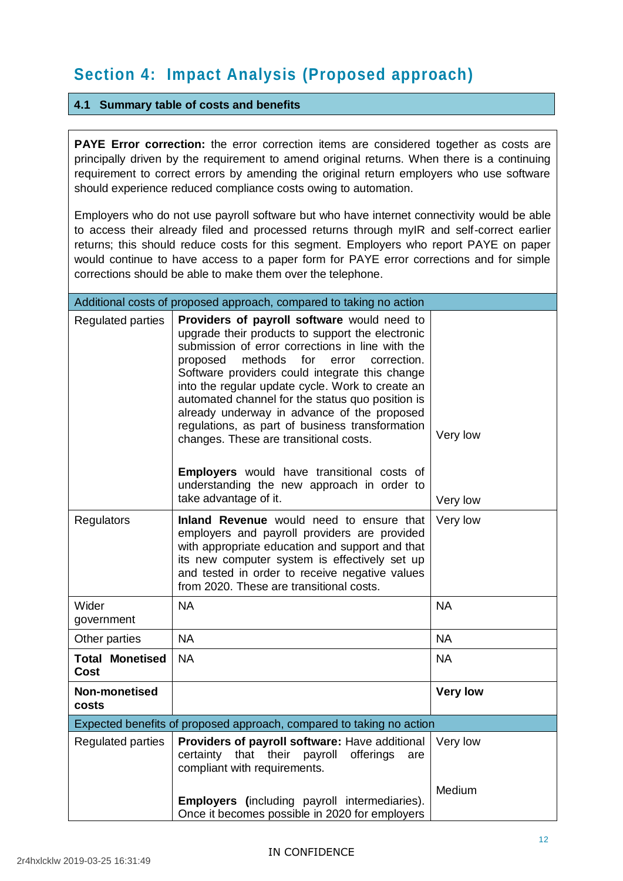## Section 4: Impact Analysis (Proposed approach)

### 4.1 Summary table of costs and benefits

**PAYE Error correction:** the error correction items are considered together as costs are principally driven by the requirement to amend original returns. When there is a continuing requirement to correct errors by amending the original return employers who use software should experience reduced compliance costs owing to automation.

Employers who do not use payroll software but who have internet connectivity would be able to access their already filed and processed returns through myIR and self-correct earlier returns; this should reduce costs for this segment. Employers who report PAYE on paper would continue to have access to a paper form for PAYE error corrections and for simple corrections should be able to make them over the telephone.

| Additional costs of proposed approach, compared to taking no action | | |
|---|---|---|
| Regulated parties | **Providers of payroll software** would need to upgrade their products to support the electronic submission of error corrections in line with the proposed methods for error correction. Software providers could integrate this change into the regular update cycle. Work to create an automated channel for the status quo position is already underway in advance of the proposed regulations, as part of business transformation changes. These are transitional costs.<br><br>**Employers** would have transitional costs of understanding the new approach in order to take advantage of it. | Very low<br><br>Very low |
| Regulators | **Inland Revenue** would need to ensure that employers and payroll providers are provided with appropriate education and support and that its new computer system is effectively set up and tested in order to receive negative values from 2020. These are transitional costs. | Very low |
| Wider government | NA | NA |
| Other parties | NA | NA |
| **Total Monetised Cost** | NA | NA |
| **Non-monetised costs** | | **Very low** |
| **Expected benefits of proposed approach, compared to taking no action** | | |
| Regulated parties | **Providers of payroll software:** Have additional certainty that their payroll offerings are compliant with requirements.<br><br>**Employers (**including payroll intermediaries). Once it becomes possible in 2020 for employers | Very low<br><br>Medium |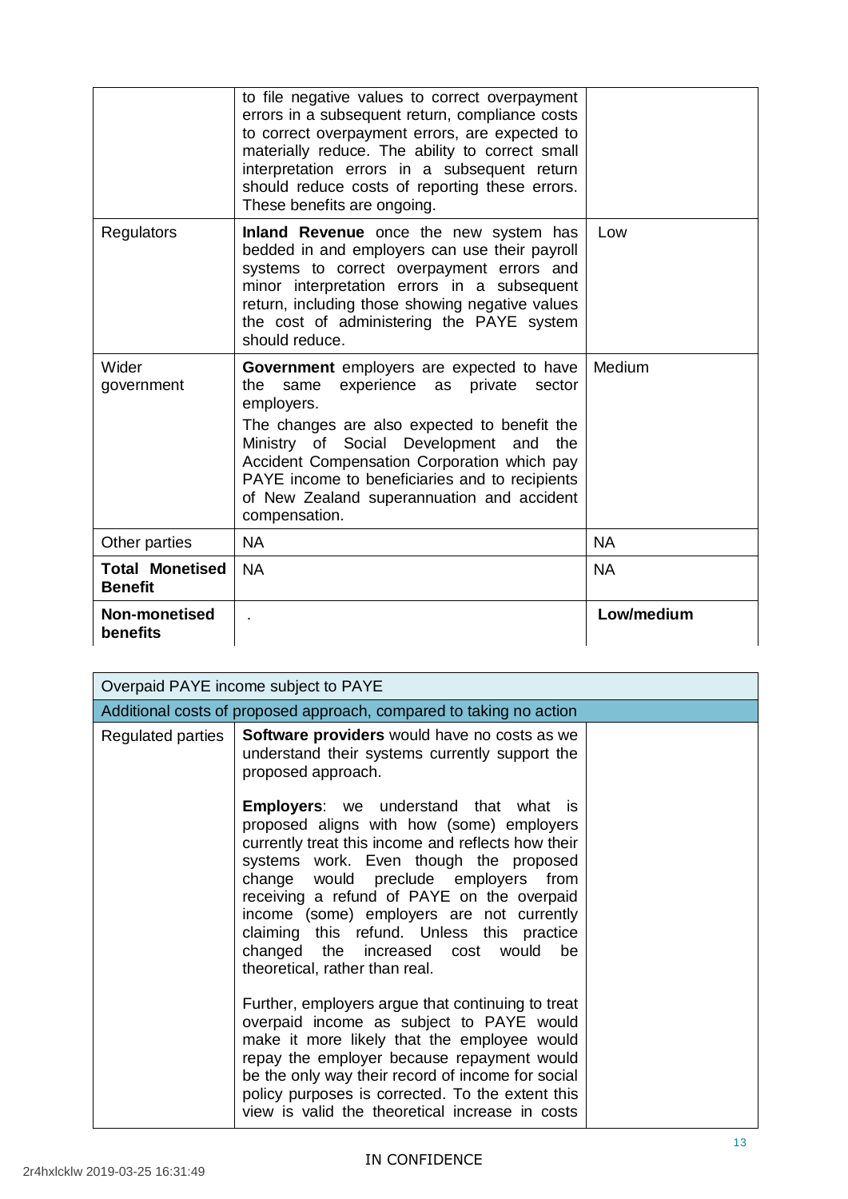| | | |
|---|---|---|
| | to file negative values to correct overpayment errors in a subsequent return, compliance costs to correct overpayment errors, are expected to materially reduce. The ability to correct small interpretation errors in a subsequent return should reduce costs of reporting these errors. These benefits are ongoing. | |
| Regulators | **Inland Revenue** once the new system has bedded in and employers can use their payroll systems to correct overpayment errors and minor interpretation errors in a subsequent return, including those showing negative values the cost of administering the PAYE system should reduce. | Low |
| Wider government | **Government** employers are expected to have the same experience as private sector employers.<br><br>The changes are also expected to benefit the Ministry of Social Development and the Accident Compensation Corporation which pay PAYE income to beneficiaries and to recipients of New Zealand superannuation and accident compensation. | Medium |
| Other parties | NA | NA |
| **Total Monetised Benefit** | NA | NA |
| **Non-monetised benefits** | . | **Low/medium** |

| Overpaid PAYE income subject to PAYE | | |
|---|---|---|
| Additional costs of proposed approach, compared to taking no action | | |
| Regulated parties | **Software providers** would have no costs as we understand their systems currently support the proposed approach.<br><br>**Employers**: we understand that what is proposed aligns with how (some) employers currently treat this income and reflects how their systems work. Even though the proposed change would preclude employers from receiving a refund of PAYE on the overpaid income (some) employers are not currently claiming this refund. Unless this practice changed the increased cost would be theoretical, rather than real.<br><br>Further, employers argue that continuing to treat overpaid income as subject to PAYE would make it more likely that the employee would repay the employer because repayment would be the only way their record of income for social policy purposes is corrected. To the extent this view is valid the theoretical increase in costs | |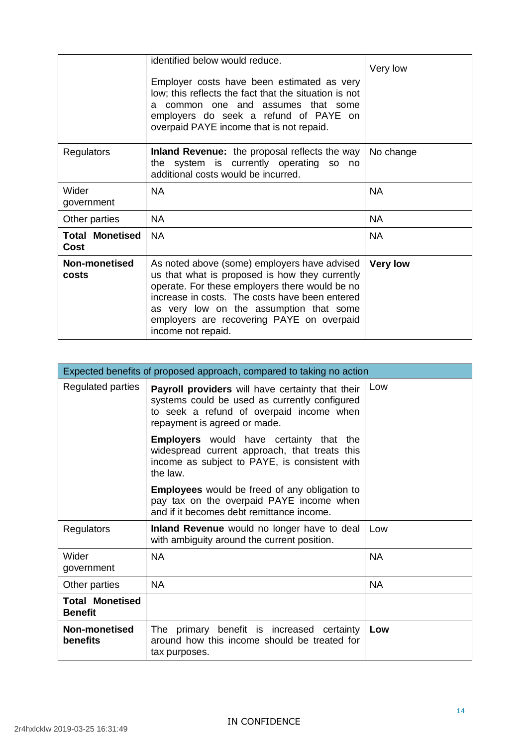| | identified below would reduce.<br><br>Employer costs have been estimated as very low; this reflects the fact that the situation is not a common one and assumes that some employers do seek a refund of PAYE on overpaid PAYE income that is not repaid. | Very low |
|---|---|---|
| Regulators | **Inland Revenue:** the proposal reflects the way the system is currently operating so no additional costs would be incurred. | No change |
| Wider government | NA | NA |
| Other parties | NA | NA |
| **Total Monetised Cost** | NA | NA |
| **Non-monetised costs** | As noted above (some) employers have advised us that what is proposed is how they currently operate. For these employers there would be no increase in costs. The costs have been entered as very low on the assumption that some employers are recovering PAYE on overpaid income not repaid. | **Very low** |

| Expected benefits of proposed approach, compared to taking no action | | |
|---|---|---|
| Regulated parties | **Payroll providers** will have certainty that their systems could be used as currently configured to seek a refund of overpaid income when repayment is agreed or made.<br><br>**Employers** would have certainty that the widespread current approach, that treats this income as subject to PAYE, is consistent with the law.<br><br>**Employees** would be freed of any obligation to pay tax on the overpaid PAYE income when and if it becomes debt remittance income. | Low |
| Regulators | **Inland Revenue** would no longer have to deal with ambiguity around the current position. | Low |
| Wider government | NA | NA |
| Other parties | NA | NA |
| **Total Monetised Benefit** | | |
| **Non-monetised benefits** | The primary benefit is increased certainty around how this income should be treated for tax purposes. | **Low** |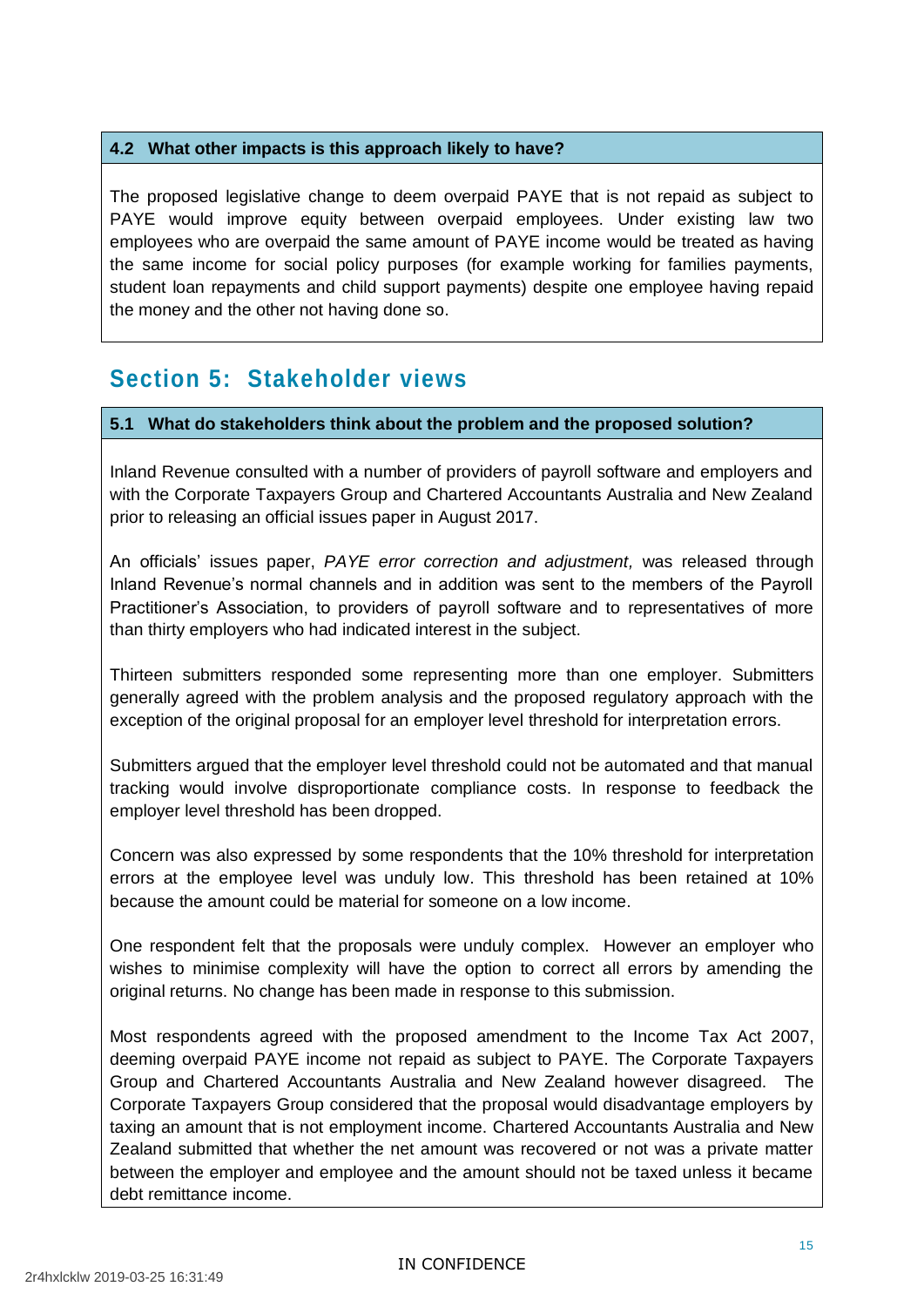### 4.2 What other impacts is this approach likely to have?

The proposed legislative change to deem overpaid PAYE that is not repaid as subject to PAYE would improve equity between overpaid employees. Under existing law two employees who are overpaid the same amount of PAYE income would be treated as having the same income for social policy purposes (for example working for families payments, student loan repayments and child support payments) despite one employee having repaid the money and the other not having done so.

## Section 5: Stakeholder views

### 5.1 What do stakeholders think about the problem and the proposed solution?

Inland Revenue consulted with a number of providers of payroll software and employers and with the Corporate Taxpayers Group and Chartered Accountants Australia and New Zealand prior to releasing an official issues paper in August 2017.

An officials' issues paper, *PAYE error correction and adjustment,* was released through Inland Revenue's normal channels and in addition was sent to the members of the Payroll Practitioner's Association, to providers of payroll software and to representatives of more than thirty employers who had indicated interest in the subject.

Thirteen submitters responded some representing more than one employer. Submitters generally agreed with the problem analysis and the proposed regulatory approach with the exception of the original proposal for an employer level threshold for interpretation errors.

Submitters argued that the employer level threshold could not be automated and that manual tracking would involve disproportionate compliance costs. In response to feedback the employer level threshold has been dropped.

Concern was also expressed by some respondents that the 10% threshold for interpretation errors at the employee level was unduly low. This threshold has been retained at 10% because the amount could be material for someone on a low income.

One respondent felt that the proposals were unduly complex. However an employer who wishes to minimise complexity will have the option to correct all errors by amending the original returns. No change has been made in response to this submission.

Most respondents agreed with the proposed amendment to the Income Tax Act 2007, deeming overpaid PAYE income not repaid as subject to PAYE. The Corporate Taxpayers Group and Chartered Accountants Australia and New Zealand however disagreed. The Corporate Taxpayers Group considered that the proposal would disadvantage employers by taxing an amount that is not employment income. Chartered Accountants Australia and New Zealand submitted that whether the net amount was recovered or not was a private matter between the employer and employee and the amount should not be taxed unless it became debt remittance income.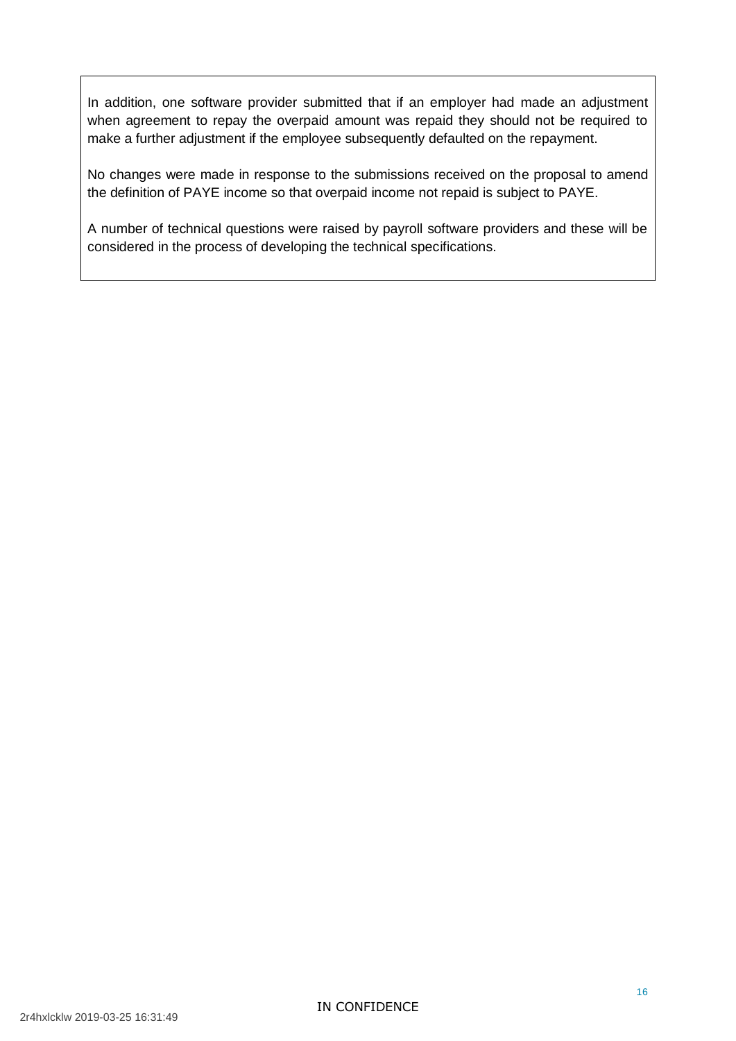In addition, one software provider submitted that if an employer had made an adjustment when agreement to repay the overpaid amount was repaid they should not be required to make a further adjustment if the employee subsequently defaulted on the repayment.

No changes were made in response to the submissions received on the proposal to amend the definition of PAYE income so that overpaid income not repaid is subject to PAYE.

A number of technical questions were raised by payroll software providers and these will be considered in the process of developing the technical specifications.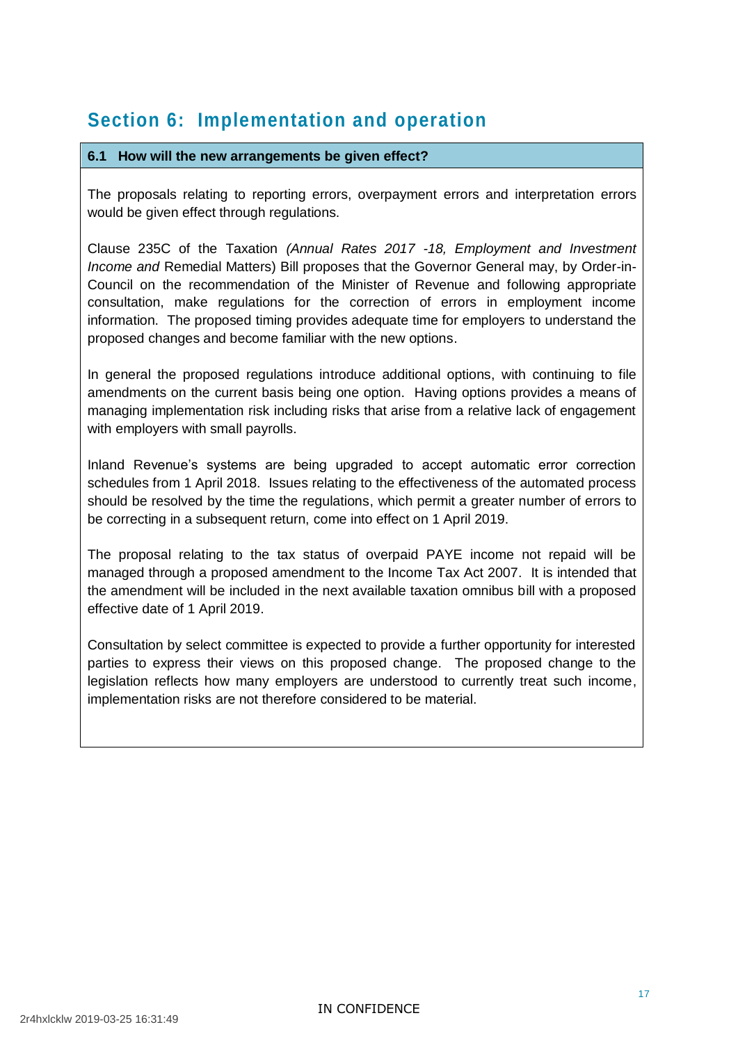## Section 6: Implementation and operation

**6.1 How will the new arrangements be given effect?**

The proposals relating to reporting errors, overpayment errors and interpretation errors would be given effect through regulations.

Clause 235C of the Taxation *(Annual Rates 2017 -18, Employment and Investment Income and* Remedial Matters) Bill proposes that the Governor General may, by Order-in-Council on the recommendation of the Minister of Revenue and following appropriate consultation, make regulations for the correction of errors in employment income information. The proposed timing provides adequate time for employers to understand the proposed changes and become familiar with the new options.

In general the proposed regulations introduce additional options, with continuing to file amendments on the current basis being one option. Having options provides a means of managing implementation risk including risks that arise from a relative lack of engagement with employers with small payrolls.

Inland Revenue's systems are being upgraded to accept automatic error correction schedules from 1 April 2018. Issues relating to the effectiveness of the automated process should be resolved by the time the regulations, which permit a greater number of errors to be correcting in a subsequent return, come into effect on 1 April 2019.

The proposal relating to the tax status of overpaid PAYE income not repaid will be managed through a proposed amendment to the Income Tax Act 2007. It is intended that the amendment will be included in the next available taxation omnibus bill with a proposed effective date of 1 April 2019.

Consultation by select committee is expected to provide a further opportunity for interested parties to express their views on this proposed change. The proposed change to the legislation reflects how many employers are understood to currently treat such income, implementation risks are not therefore considered to be material.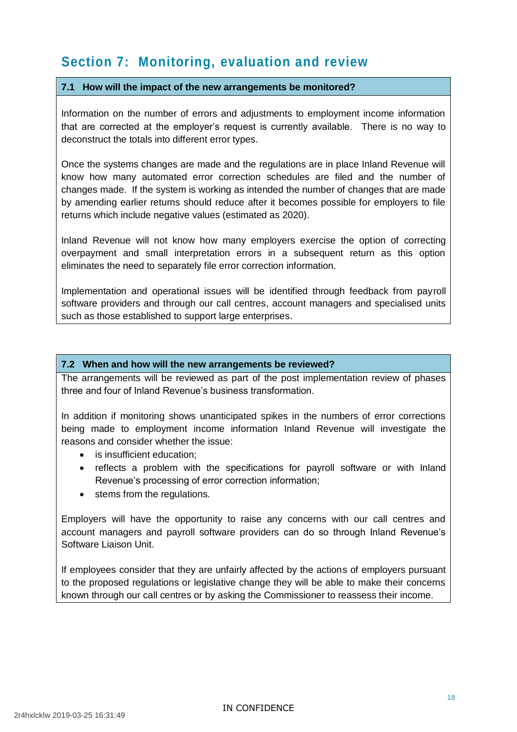## Section 7: Monitoring, evaluation and review

### 7.1 How will the impact of the new arrangements be monitored?

Information on the number of errors and adjustments to employment income information that are corrected at the employer's request is currently available. There is no way to deconstruct the totals into different error types.

Once the systems changes are made and the regulations are in place Inland Revenue will know how many automated error correction schedules are filed and the number of changes made. If the system is working as intended the number of changes that are made by amending earlier returns should reduce after it becomes possible for employers to file returns which include negative values (estimated as 2020).

Inland Revenue will not know how many employers exercise the option of correcting overpayment and small interpretation errors in a subsequent return as this option eliminates the need to separately file error correction information.

Implementation and operational issues will be identified through feedback from payroll software providers and through our call centres, account managers and specialised units such as those established to support large enterprises.

### 7.2 When and how will the new arrangements be reviewed?

The arrangements will be reviewed as part of the post implementation review of phases three and four of Inland Revenue's business transformation.

In addition if monitoring shows unanticipated spikes in the numbers of error corrections being made to employment income information Inland Revenue will investigate the reasons and consider whether the issue:

- is insufficient education;
- reflects a problem with the specifications for payroll software or with Inland Revenue's processing of error correction information;
- stems from the regulations.

Employers will have the opportunity to raise any concerns with our call centres and account managers and payroll software providers can do so through Inland Revenue's Software Liaison Unit.

If employees consider that they are unfairly affected by the actions of employers pursuant to the proposed regulations or legislative change they will be able to make their concerns known through our call centres or by asking the Commissioner to reassess their income.